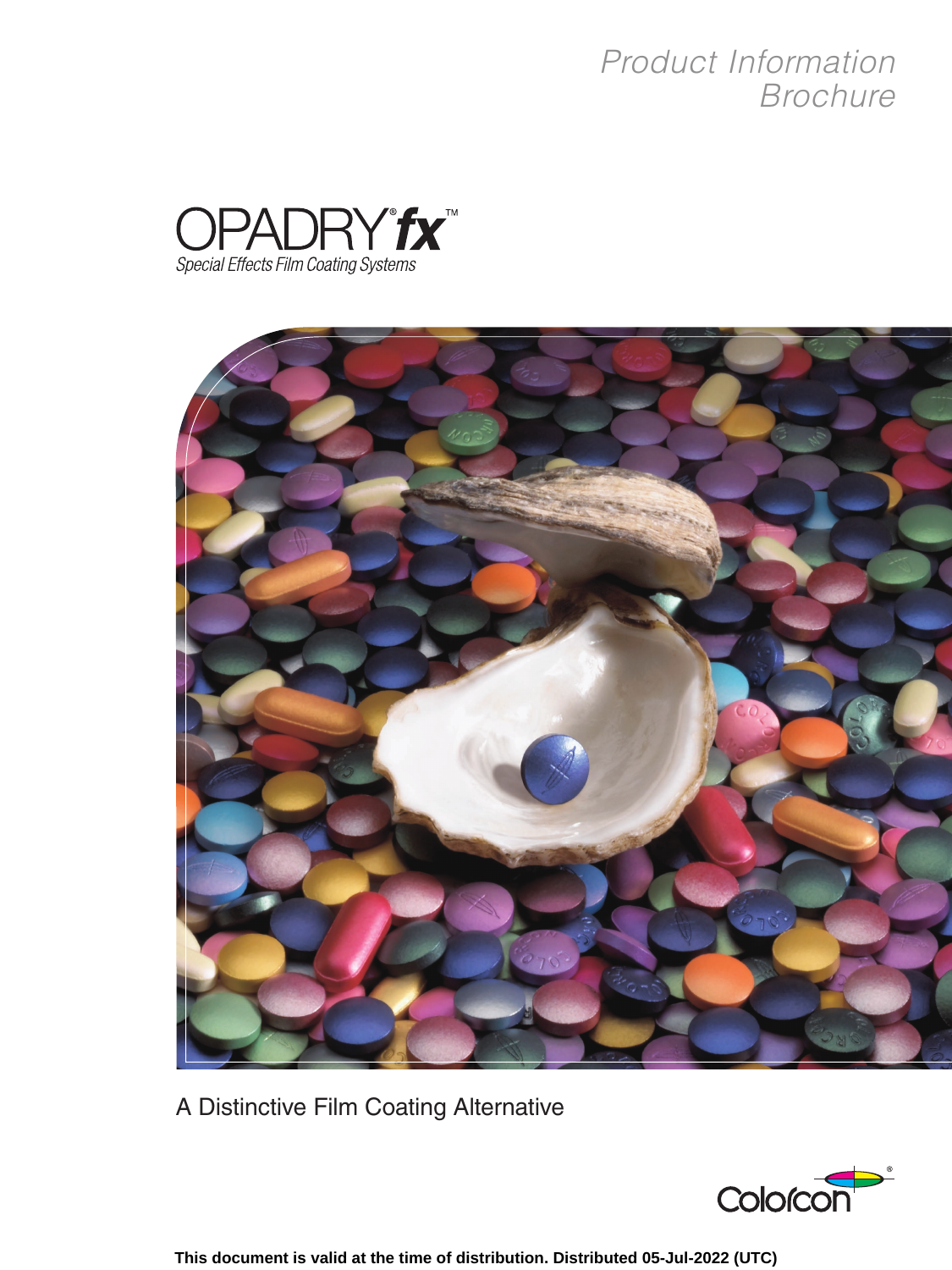Product Information Brochure

# OPADRY® *fx*™

*Special Effects Film Coating Systems*

A Distinctive Film Coating Alternative

Colorcon®

**This document is valid at the time of distribution. Distributed 05-Jul-2022 (UTC)**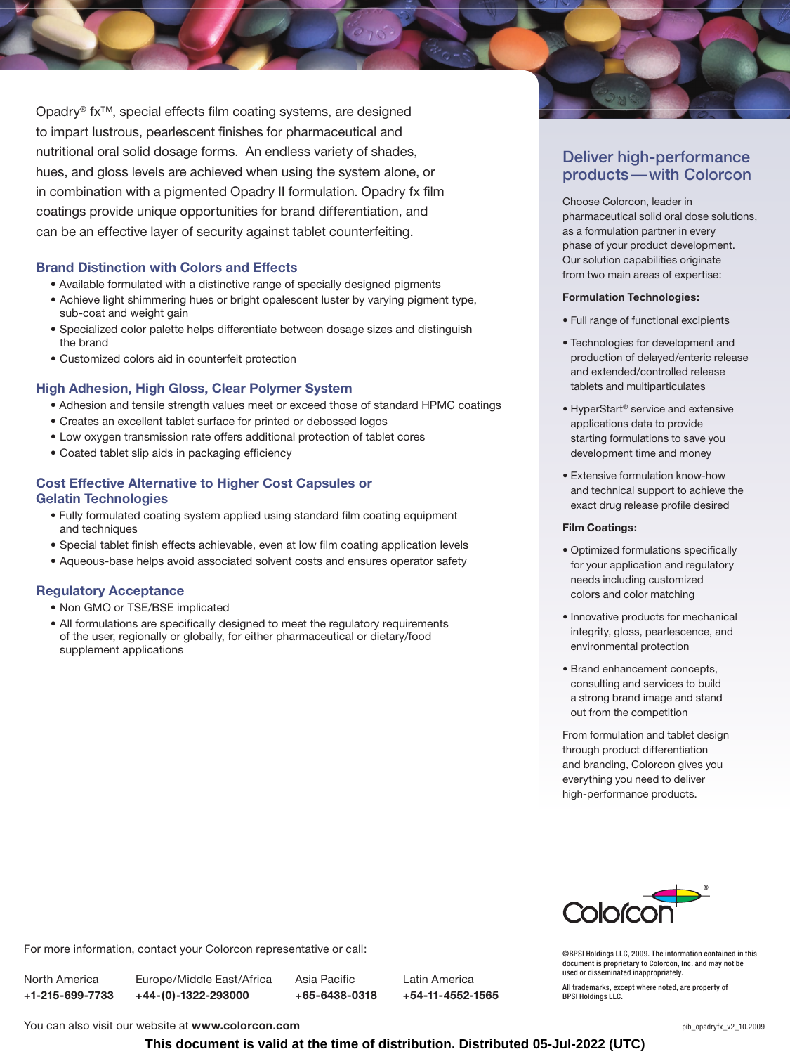Opadry® fx™, special effects film coating systems, are designed to impart lustrous, pearlescent finishes for pharmaceutical and nutritional oral solid dosage forms. An endless variety of shades, hues, and gloss levels are achieved when using the system alone, or in combination with a pigmented Opadry II formulation. Opadry fx film coatings provide unique opportunities for brand differentiation, and can be an effective layer of security against tablet counterfeiting.

## Brand Distinction with Colors and Effects

- Available formulated with a distinctive range of specially designed pigments
- Achieve light shimmering hues or bright opalescent luster by varying pigment type, sub-coat and weight gain
- Specialized color palette helps differentiate between dosage sizes and distinguish the brand
- Customized colors aid in counterfeit protection

## High Adhesion, High Gloss, Clear Polymer System

- Adhesion and tensile strength values meet or exceed those of standard HPMC coatings
- Creates an excellent tablet surface for printed or debossed logos
- Low oxygen transmission rate offers additional protection of tablet cores
- Coated tablet slip aids in packaging efficiency

## Cost Effective Alternative to Higher Cost Capsules or Gelatin Technologies

- Fully formulated coating system applied using standard film coating equipment and techniques
- Special tablet finish effects achievable, even at low film coating application levels
- Aqueous-base helps avoid associated solvent costs and ensures operator safety

## Regulatory Acceptance

- Non GMO or TSE/BSE implicated
- All formulations are specifically designed to meet the regulatory requirements of the user, regionally or globally, for either pharmaceutical or dietary/food supplement applications

## Deliver high-performance products—with Colorcon

Choose Colorcon, leader in pharmaceutical solid oral dose solutions, as a formulation partner in every phase of your product development. Our solution capabilities originate from two main areas of expertise:

**Formulation Technologies:**

- Full range of functional excipients
- Technologies for development and production of delayed/enteric release and extended/controlled release tablets and multiparticulates
- HyperStart® service and extensive applications data to provide starting formulations to save you development time and money
- Extensive formulation know-how and technical support to achieve the exact drug release profile desired

**Film Coatings:**

- Optimized formulations specifically for your application and regulatory needs including customized colors and color matching
- Innovative products for mechanical integrity, gloss, pearlescence, and environmental protection
- Brand enhancement concepts, consulting and services to build a strong brand image and stand out from the competition

From formulation and tablet design through product differentiation and branding, Colorcon gives you everything you need to deliver high-performance products.

Colorcon®

For more information, contact your Colorcon representative or call:

| North America | Europe/Middle East/Africa | Asia Pacific | Latin America |
|---|---|---|---|
| **+1-215-699-7733** | **+44-(0)-1322-293000** | **+65-6438-0318** | **+54-11-4552-1565** |

You can also visit our website at **www.colorcon.com**

©BPSI Holdings LLC, 2009. The information contained in this document is proprietary to Colorcon, Inc. and may not be used or disseminated inappropriately.

All trademarks, except where noted, are property of BPSI Holdings LLC.

pib_opadryfx_v2_10.2009

**This document is valid at the time of distribution. Distributed 05-Jul-2022 (UTC)**